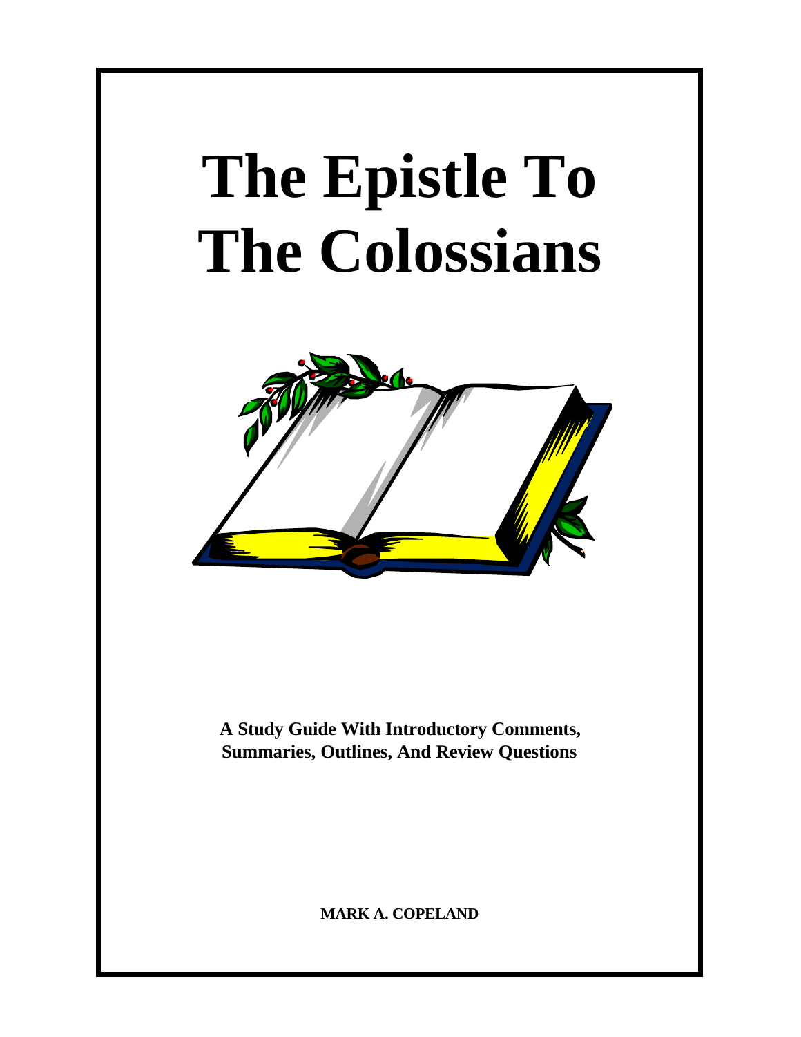# The Epistle To The Colossians

**A Study Guide With Introductory Comments, Summaries, Outlines, And Review Questions**

**MARK A. COPELAND**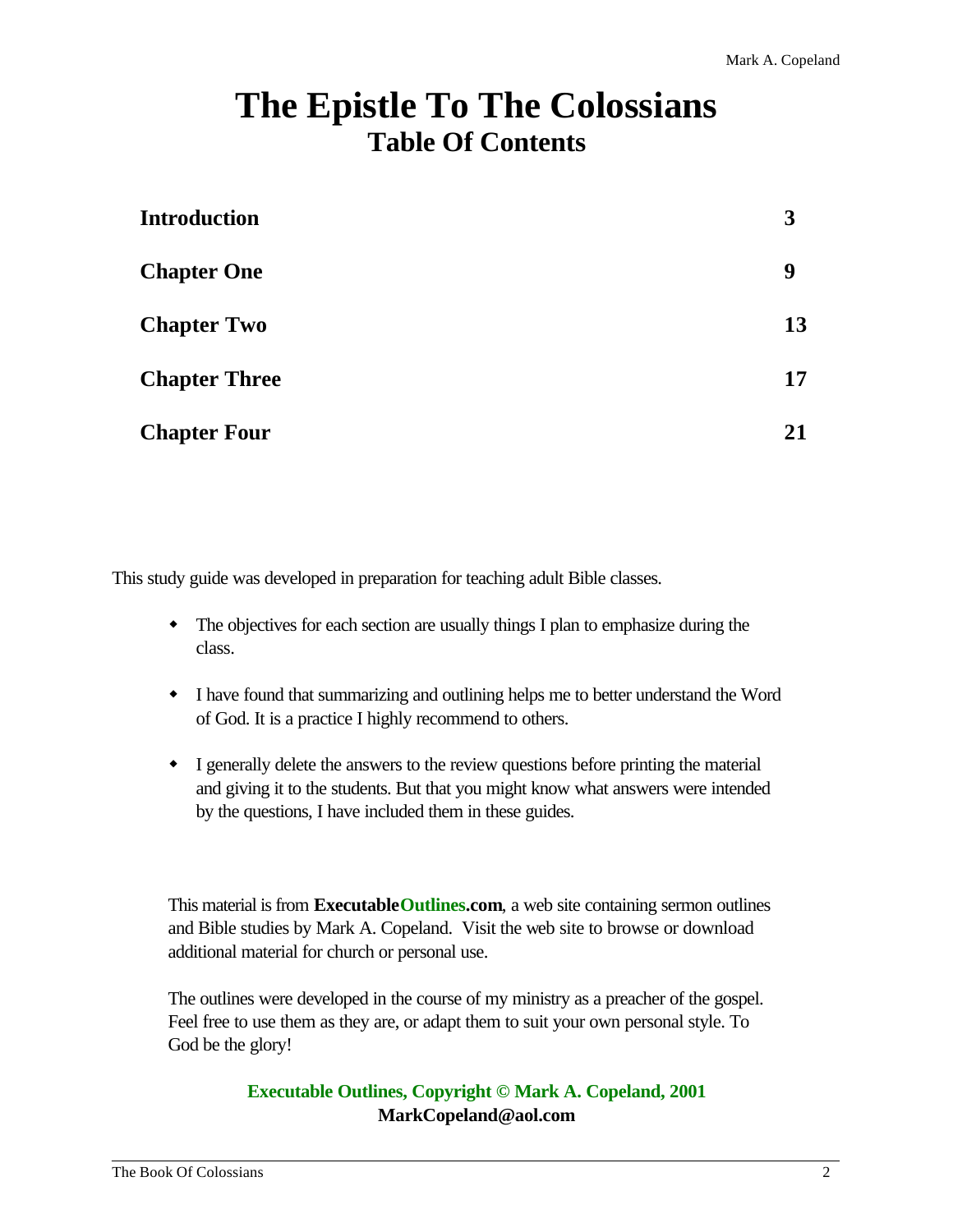# The Epistle To The Colossians
## Table Of Contents

| | |
|---|---|
| **Introduction** | **3** |
| **Chapter One** | **9** |
| **Chapter Two** | **13** |
| **Chapter Three** | **17** |
| **Chapter Four** | **21** |

This study guide was developed in preparation for teaching adult Bible classes.

- The objectives for each section are usually things I plan to emphasize during the class.
- I have found that summarizing and outlining helps me to better understand the Word of God. It is a practice I highly recommend to others.
- I generally delete the answers to the review questions before printing the material and giving it to the students. But that you might know what answers were intended by the questions, I have included them in these guides.

This material is from **ExecutableOutlines.com**, a web site containing sermon outlines and Bible studies by Mark A. Copeland. Visit the web site to browse or download additional material for church or personal use.

The outlines were developed in the course of my ministry as a preacher of the gospel. Feel free to use them as they are, or adapt them to suit your own personal style. To God be the glory!

**Executable Outlines, Copyright © Mark A. Copeland, 2001**
**MarkCopeland@aol.com**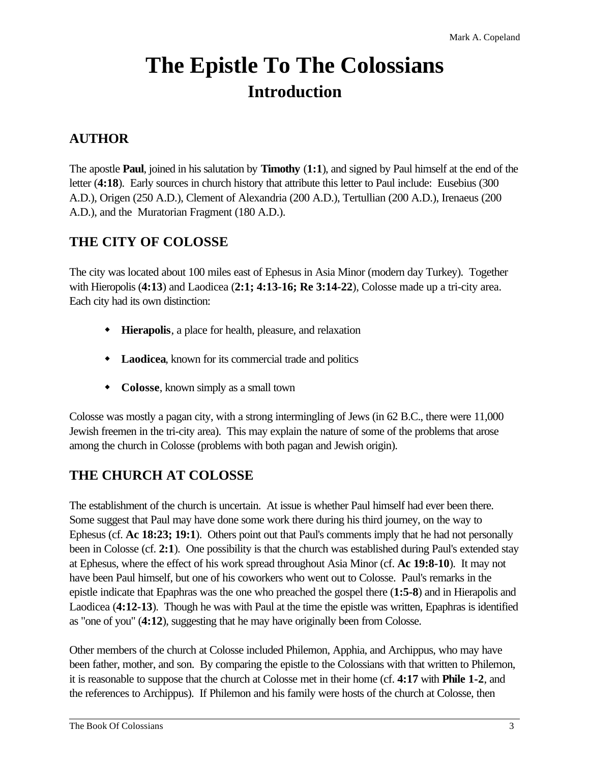// The Epistle To The Colossians

# The Epistle To The Colossians

## Introduction

### AUTHOR

The apostle **Paul**, joined in his salutation by **Timothy** (**1:1**), and signed by Paul himself at the end of the letter (**4:18**). Early sources in church history that attribute this letter to Paul include: Eusebius (300 A.D.), Origen (250 A.D.), Clement of Alexandria (200 A.D.), Tertullian (200 A.D.), Irenaeus (200 A.D.), and the Muratorian Fragment (180 A.D.).

### THE CITY OF COLOSSE

The city was located about 100 miles east of Ephesus in Asia Minor (modern day Turkey). Together with Hieropolis (**4:13**) and Laodicea (**2:1; 4:13-16; Re 3:14-22**), Colosse made up a tri-city area. Each city had its own distinction:

- **Hierapolis**, a place for health, pleasure, and relaxation
- **Laodicea**, known for its commercial trade and politics
- **Colosse**, known simply as a small town

Colosse was mostly a pagan city, with a strong intermingling of Jews (in 62 B.C., there were 11,000 Jewish freemen in the tri-city area). This may explain the nature of some of the problems that arose among the church in Colosse (problems with both pagan and Jewish origin).

### THE CHURCH AT COLOSSE

The establishment of the church is uncertain. At issue is whether Paul himself had ever been there. Some suggest that Paul may have done some work there during his third journey, on the way to Ephesus (cf. **Ac 18:23; 19:1**). Others point out that Paul's comments imply that he had not personally been in Colosse (cf. **2:1**). One possibility is that the church was established during Paul's extended stay at Ephesus, where the effect of his work spread throughout Asia Minor (cf. **Ac 19:8-10**). It may not have been Paul himself, but one of his coworkers who went out to Colosse. Paul's remarks in the epistle indicate that Epaphras was the one who preached the gospel there (**1:5-8**) and in Hierapolis and Laodicea (**4:12-13**). Though he was with Paul at the time the epistle was written, Epaphras is identified as "one of you" (**4:12**), suggesting that he may have originally been from Colosse.

Other members of the church at Colosse included Philemon, Apphia, and Archippus, who may have been father, mother, and son. By comparing the epistle to the Colossians with that written to Philemon, it is reasonable to suppose that the church at Colosse met in their home (cf. **4:17** with **Phile 1-2**, and the references to Archippus). If Philemon and his family were hosts of the church at Colosse, then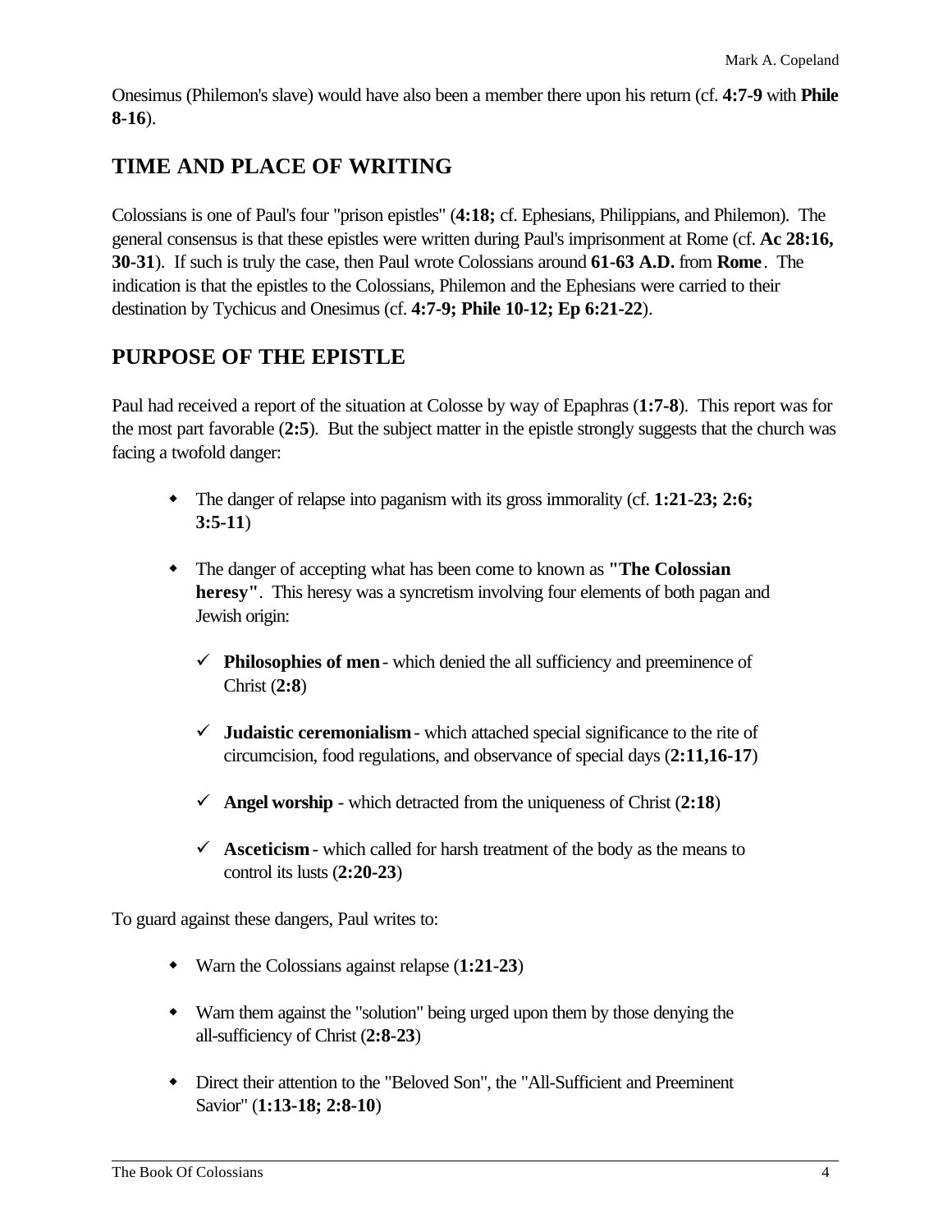Onesimus (Philemon's slave) would have also been a member there upon his return (cf. **4:7-9** with **Phile 8-16**).

## TIME AND PLACE OF WRITING

Colossians is one of Paul's four "prison epistles" (**4:18;** cf. Ephesians, Philippians, and Philemon). The general consensus is that these epistles were written during Paul's imprisonment at Rome (cf. **Ac 28:16, 30-31**). If such is truly the case, then Paul wrote Colossians around **61-63 A.D.** from **Rome**. The indication is that the epistles to the Colossians, Philemon and the Ephesians were carried to their destination by Tychicus and Onesimus (cf. **4:7-9; Phile 10-12; Ep 6:21-22**).

## PURPOSE OF THE EPISTLE

Paul had received a report of the situation at Colosse by way of Epaphras (**1:7-8**). This report was for the most part favorable (**2:5**). But the subject matter in the epistle strongly suggests that the church was facing a twofold danger:

- The danger of relapse into paganism with its gross immorality (cf. **1:21-23; 2:6; 3:5-11**)
- The danger of accepting what has been come to known as **"The Colossian heresy"**. This heresy was a syncretism involving four elements of both pagan and Jewish origin:
  - ✓ **Philosophies of men** - which denied the all sufficiency and preeminence of Christ (**2:8**)
  - ✓ **Judaistic ceremonialism** - which attached special significance to the rite of circumcision, food regulations, and observance of special days (**2:11,16-17**)
  - ✓ **Angel worship** - which detracted from the uniqueness of Christ (**2:18**)
  - ✓ **Asceticism** - which called for harsh treatment of the body as the means to control its lusts (**2:20-23**)

To guard against these dangers, Paul writes to:

- Warn the Colossians against relapse (**1:21-23**)
- Warn them against the "solution" being urged upon them by those denying the all-sufficiency of Christ (**2:8-23**)
- Direct their attention to the "Beloved Son", the "All-Sufficient and Preeminent Savior" (**1:13-18; 2:8-10**)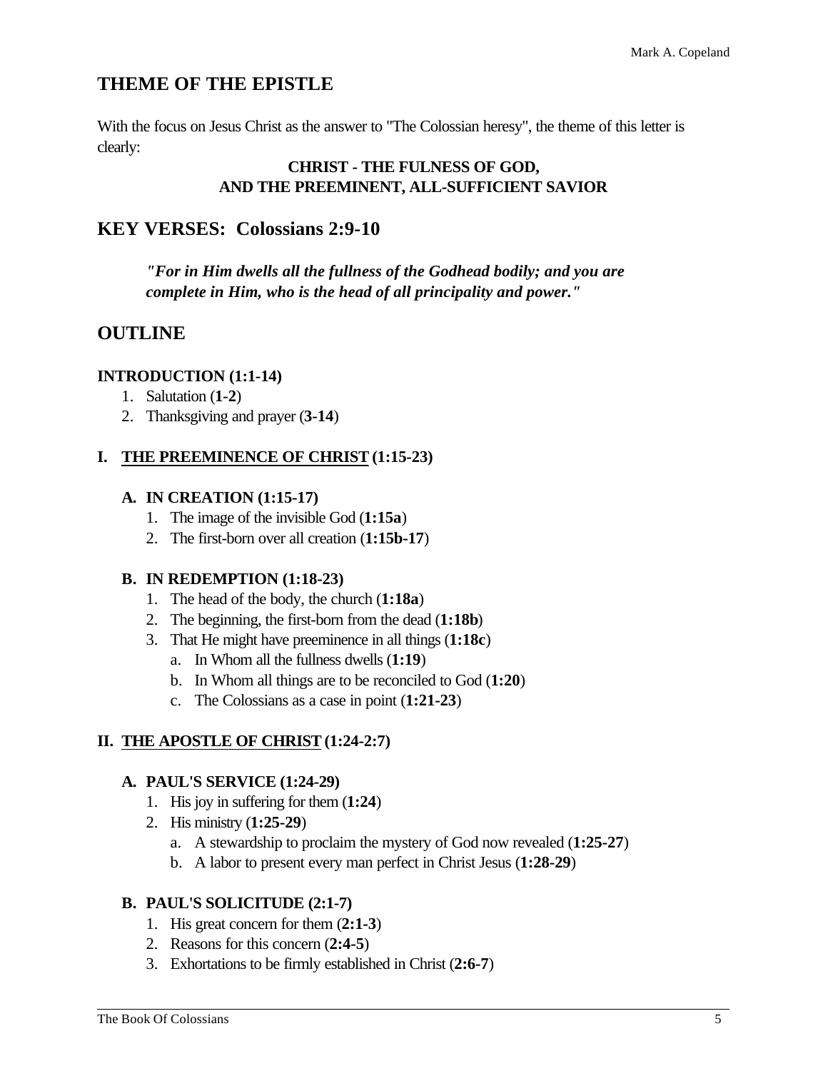## THEME OF THE EPISTLE

With the focus on Jesus Christ as the answer to "The Colossian heresy", the theme of this letter is clearly:

**CHRIST - THE FULNESS OF GOD,
AND THE PREEMINENT, ALL-SUFFICIENT SAVIOR**

## KEY VERSES: Colossians 2:9-10

> ***"For in Him dwells all the fullness of the Godhead bodily; and you are complete in Him, who is the head of all principality and power."***

## OUTLINE

### INTRODUCTION (1:1-14)

1. Salutation (**1-2**)
2. Thanksgiving and prayer (**3-14**)

### I. <u>THE PREEMINENCE OF CHRIST</u> (1:15-23)

#### A. IN CREATION (1:15-17)

1. The image of the invisible God (**1:15a**)
2. The first-born over all creation (**1:15b-17**)

#### B. IN REDEMPTION (1:18-23)

1. The head of the body, the church (**1:18a**)
2. The beginning, the first-born from the dead (**1:18b**)
3. That He might have preeminence in all things (**1:18c**)
   a. In Whom all the fullness dwells (**1:19**)
   b. In Whom all things are to be reconciled to God (**1:20**)
   c. The Colossians as a case in point (**1:21-23**)

### II. <u>THE APOSTLE OF CHRIST</u> (1:24-2:7)

#### A. PAUL'S SERVICE (1:24-29)

1. His joy in suffering for them (**1:24**)
2. His ministry (**1:25-29**)
   a. A stewardship to proclaim the mystery of God now revealed (**1:25-27**)
   b. A labor to present every man perfect in Christ Jesus (**1:28-29**)

#### B. PAUL'S SOLICITUDE (2:1-7)

1. His great concern for them (**2:1-3**)
2. Reasons for this concern (**2:4-5**)
3. Exhortations to be firmly established in Christ (**2:6-7**)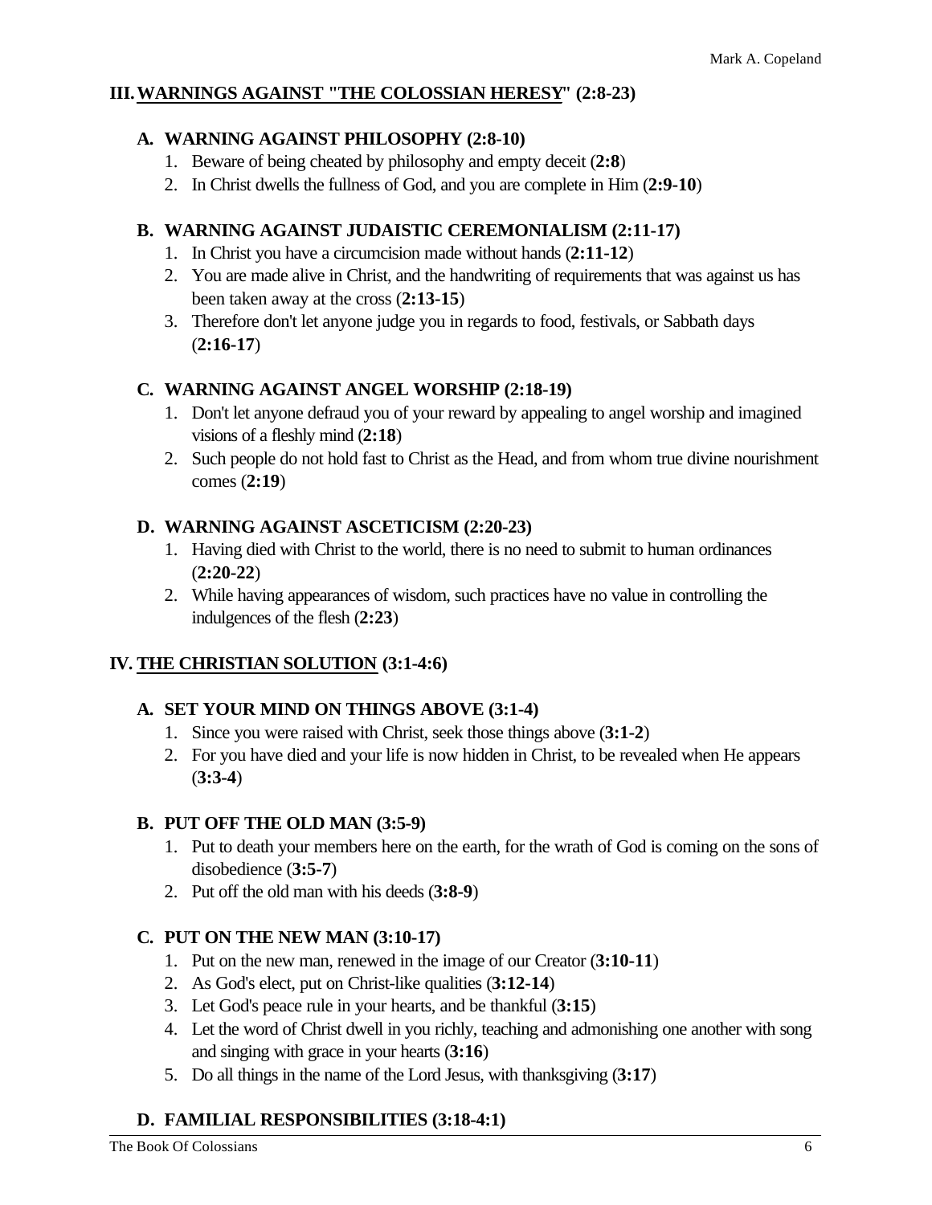## III. <u>WARNINGS AGAINST "THE COLOSSIAN HERESY</u>" (2:8-23)

### A. WARNING AGAINST PHILOSOPHY (2:8-10)

1. Beware of being cheated by philosophy and empty deceit (**2:8**)
2. In Christ dwells the fullness of God, and you are complete in Him (**2:9-10**)

### B. WARNING AGAINST JUDAISTIC CEREMONIALISM (2:11-17)

1. In Christ you have a circumcision made without hands (**2:11-12**)
2. You are made alive in Christ, and the handwriting of requirements that was against us has been taken away at the cross (**2:13-15**)
3. Therefore don't let anyone judge you in regards to food, festivals, or Sabbath days (**2:16-17**)

### C. WARNING AGAINST ANGEL WORSHIP (2:18-19)

1. Don't let anyone defraud you of your reward by appealing to angel worship and imagined visions of a fleshly mind (**2:18**)
2. Such people do not hold fast to Christ as the Head, and from whom true divine nourishment comes (**2:19**)

### D. WARNING AGAINST ASCETICISM (2:20-23)

1. Having died with Christ to the world, there is no need to submit to human ordinances (**2:20-22**)
2. While having appearances of wisdom, such practices have no value in controlling the indulgences of the flesh (**2:23**)

## IV. <u>THE CHRISTIAN SOLUTION</u> (3:1-4:6)

### A. SET YOUR MIND ON THINGS ABOVE (3:1-4)

1. Since you were raised with Christ, seek those things above (**3:1-2**)
2. For you have died and your life is now hidden in Christ, to be revealed when He appears (**3:3-4**)

### B. PUT OFF THE OLD MAN (3:5-9)

1. Put to death your members here on the earth, for the wrath of God is coming on the sons of disobedience (**3:5-7**)
2. Put off the old man with his deeds (**3:8-9**)

### C. PUT ON THE NEW MAN (3:10-17)

1. Put on the new man, renewed in the image of our Creator (**3:10-11**)
2. As God's elect, put on Christ-like qualities (**3:12-14**)
3. Let God's peace rule in your hearts, and be thankful (**3:15**)
4. Let the word of Christ dwell in you richly, teaching and admonishing one another with song and singing with grace in your hearts (**3:16**)
5. Do all things in the name of the Lord Jesus, with thanksgiving (**3:17**)

### D. FAMILIAL RESPONSIBILITIES (3:18-4:1)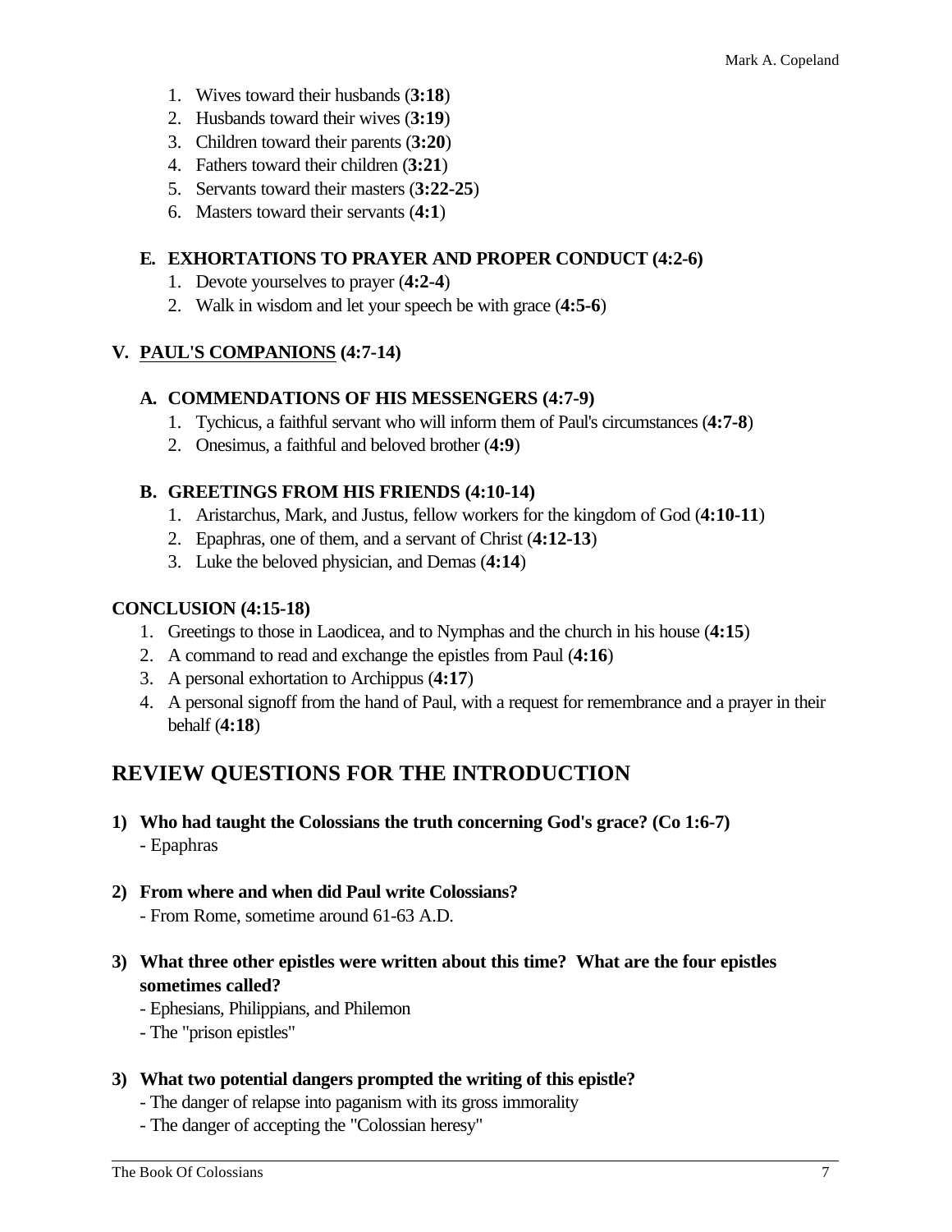1. Wives toward their husbands (**3:18**)
2. Husbands toward their wives (**3:19**)
3. Children toward their parents (**3:20**)
4. Fathers toward their children (**3:21**)
5. Servants toward their masters (**3:22-25**)
6. Masters toward their servants (**4:1**)

### E. EXHORTATIONS TO PRAYER AND PROPER CONDUCT (4:2-6)

1. Devote yourselves to prayer (**4:2-4**)
2. Walk in wisdom and let your speech be with grace (**4:5-6**)

## V. <u>PAUL'S COMPANIONS</u> (4:7-14)

### A. COMMENDATIONS OF HIS MESSENGERS (4:7-9)

1. Tychicus, a faithful servant who will inform them of Paul's circumstances (**4:7-8**)
2. Onesimus, a faithful and beloved brother (**4:9**)

### B. GREETINGS FROM HIS FRIENDS (4:10-14)

1. Aristarchus, Mark, and Justus, fellow workers for the kingdom of God (**4:10-11**)
2. Epaphras, one of them, and a servant of Christ (**4:12-13**)
3. Luke the beloved physician, and Demas (**4:14**)

## CONCLUSION (4:15-18)

1. Greetings to those in Laodicea, and to Nymphas and the church in his house (**4:15**)
2. A command to read and exchange the epistles from Paul (**4:16**)
3. A personal exhortation to Archippus (**4:17**)
4. A personal signoff from the hand of Paul, with a request for remembrance and a prayer in their behalf (**4:18**)

# REVIEW QUESTIONS FOR THE INTRODUCTION

**1) Who had taught the Colossians the truth concerning God's grace? (Co 1:6-7)**

- Epaphras

**2) From where and when did Paul write Colossians?**

- From Rome, sometime around 61-63 A.D.

**3) What three other epistles were written about this time? What are the four epistles sometimes called?**

- Ephesians, Philippians, and Philemon
- The "prison epistles"

**3) What two potential dangers prompted the writing of this epistle?**

- The danger of relapse into paganism with its gross immorality
- The danger of accepting the "Colossian heresy"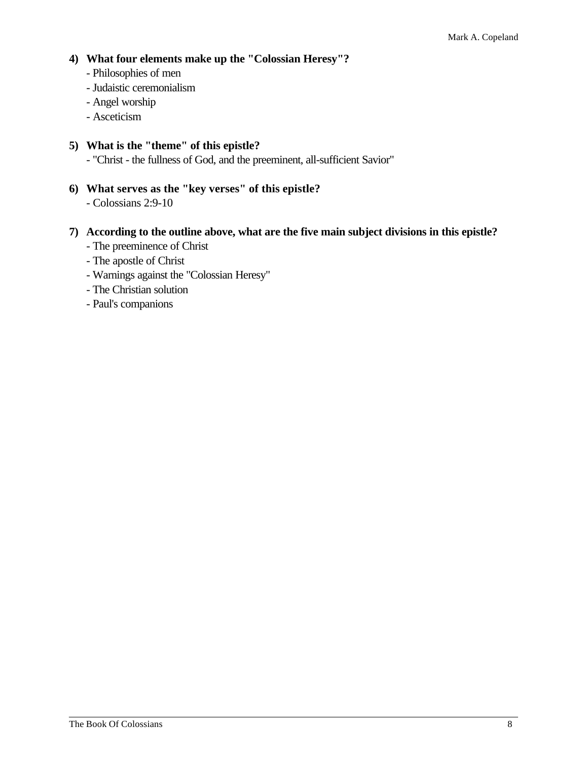**4) What four elements make up the "Colossian Heresy"?**

- Philosophies of men
- Judaistic ceremonialism
- Angel worship
- Asceticism

**5) What is the "theme" of this epistle?**

- "Christ - the fullness of God, and the preeminent, all-sufficient Savior"

**6) What serves as the "key verses" of this epistle?**

- Colossians 2:9-10

**7) According to the outline above, what are the five main subject divisions in this epistle?**

- The preeminence of Christ
- The apostle of Christ
- Warnings against the "Colossian Heresy"
- The Christian solution
- Paul's companions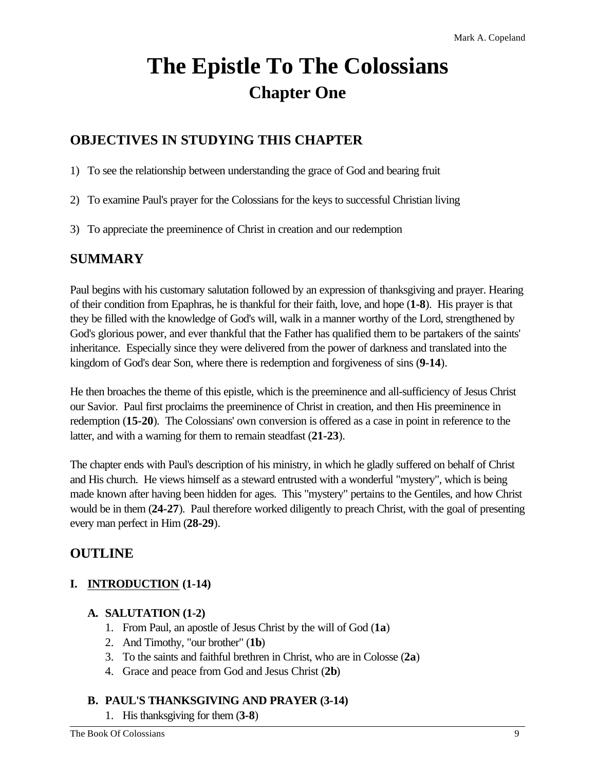# The Epistle To The Colossians

## Chapter One

## OBJECTIVES IN STUDYING THIS CHAPTER

1) To see the relationship between understanding the grace of God and bearing fruit

2) To examine Paul's prayer for the Colossians for the keys to successful Christian living

3) To appreciate the preeminence of Christ in creation and our redemption

## SUMMARY

Paul begins with his customary salutation followed by an expression of thanksgiving and prayer. Hearing of their condition from Epaphras, he is thankful for their faith, love, and hope (**1-8**). His prayer is that they be filled with the knowledge of God's will, walk in a manner worthy of the Lord, strengthened by God's glorious power, and ever thankful that the Father has qualified them to be partakers of the saints' inheritance. Especially since they were delivered from the power of darkness and translated into the kingdom of God's dear Son, where there is redemption and forgiveness of sins (**9-14**).

He then broaches the theme of this epistle, which is the preeminence and all-sufficiency of Jesus Christ our Savior. Paul first proclaims the preeminence of Christ in creation, and then His preeminence in redemption (**15-20**). The Colossians' own conversion is offered as a case in point in reference to the latter, and with a warning for them to remain steadfast (**21-23**).

The chapter ends with Paul's description of his ministry, in which he gladly suffered on behalf of Christ and His church. He views himself as a steward entrusted with a wonderful "mystery", which is being made known after having been hidden for ages. This "mystery" pertains to the Gentiles, and how Christ would be in them (**24-27**). Paul therefore worked diligently to preach Christ, with the goal of presenting every man perfect in Him (**28-29**).

## OUTLINE

### I. <u>INTRODUCTION</u> (1-14)

#### A. SALUTATION (1-2)

1. From Paul, an apostle of Jesus Christ by the will of God (**1a**)
2. And Timothy, "our brother" (**1b**)
3. To the saints and faithful brethren in Christ, who are in Colosse (**2a**)
4. Grace and peace from God and Jesus Christ (**2b**)

#### B. PAUL'S THANKSGIVING AND PRAYER (3-14)

1. His thanksgiving for them (**3-8**)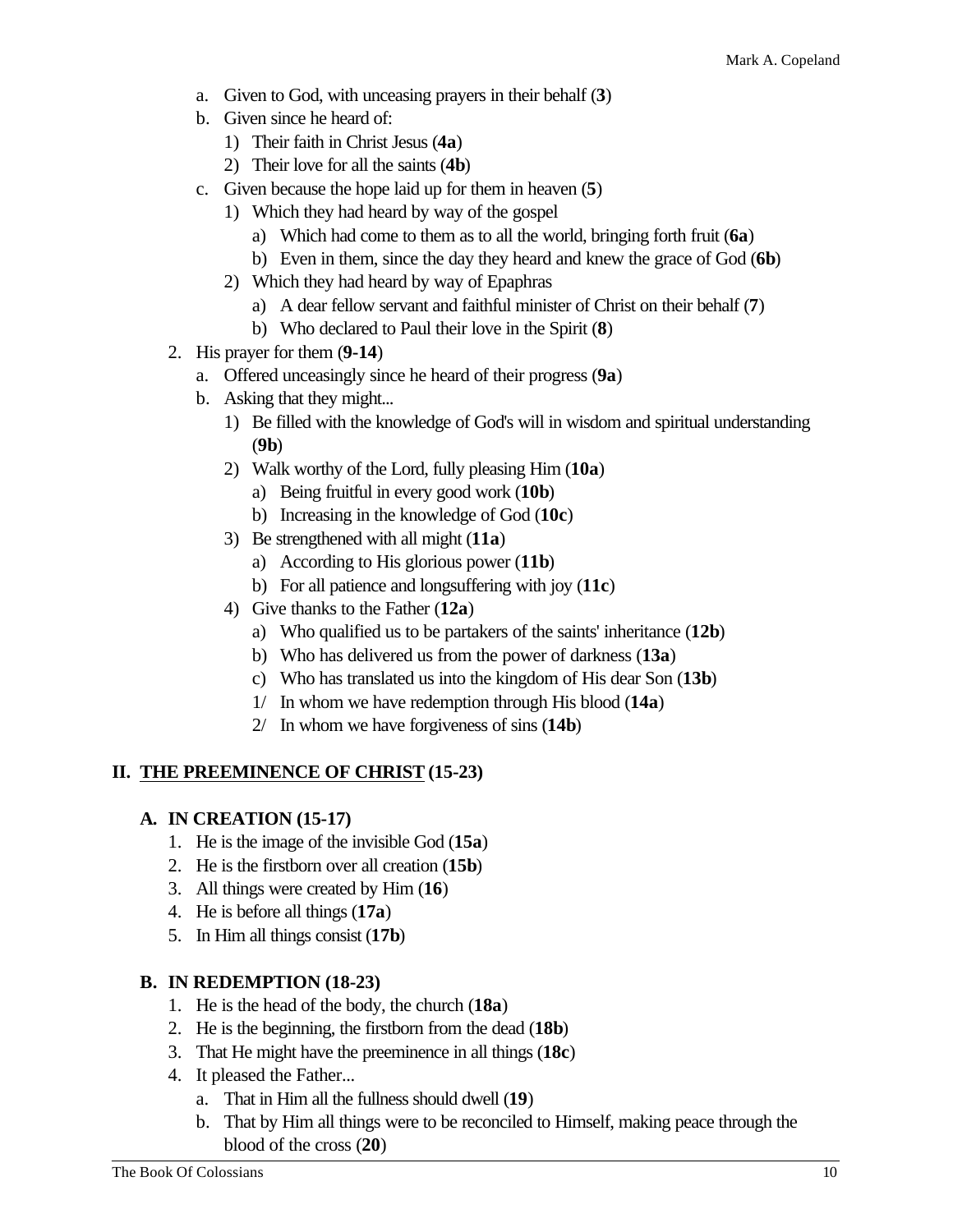- a. Given to God, with unceasing prayers in their behalf (**3**)
   - b. Given since he heard of:
     - 1) Their faith in Christ Jesus (**4a**)
     - 2) Their love for all the saints (**4b**)
   - c. Given because the hope laid up for them in heaven (**5**)
     - 1) Which they had heard by way of the gospel
       - a) Which had come to them as to all the world, bringing forth fruit (**6a**)
       - b) Even in them, since the day they heard and knew the grace of God (**6b**)
     - 2) Which they had heard by way of Epaphras
       - a) A dear fellow servant and faithful minister of Christ on their behalf (**7**)
       - b) Who declared to Paul their love in the Spirit (**8**)

2. His prayer for them (**9-14**)
   - a. Offered unceasingly since he heard of their progress (**9a**)
   - b. Asking that they might...
     - 1) Be filled with the knowledge of God's will in wisdom and spiritual understanding (**9b**)
     - 2) Walk worthy of the Lord, fully pleasing Him (**10a**)
       - a) Being fruitful in every good work (**10b**)
       - b) Increasing in the knowledge of God (**10c**)
     - 3) Be strengthened with all might (**11a**)
       - a) According to His glorious power (**11b**)
       - b) For all patience and longsuffering with joy (**11c**)
     - 4) Give thanks to the Father (**12a**)
       - a) Who qualified us to be partakers of the saints' inheritance (**12b**)
       - b) Who has delivered us from the power of darkness (**13a**)
       - c) Who has translated us into the kingdom of His dear Son (**13b**)
       - 1/ In whom we have redemption through His blood (**14a**)
       - 2/ In whom we have forgiveness of sins (**14b**)

## II. <u>THE PREEMINENCE OF CHRIST</u> (15-23)

### A. IN CREATION (15-17)

1. He is the image of the invisible God (**15a**)
2. He is the firstborn over all creation (**15b**)
3. All things were created by Him (**16**)
4. He is before all things (**17a**)
5. In Him all things consist (**17b**)

### B. IN REDEMPTION (18-23)

1. He is the head of the body, the church (**18a**)
2. He is the beginning, the firstborn from the dead (**18b**)
3. That He might have the preeminence in all things (**18c**)
4. It pleased the Father...
   - a. That in Him all the fullness should dwell (**19**)
   - b. That by Him all things were to be reconciled to Himself, making peace through the blood of the cross (**20**)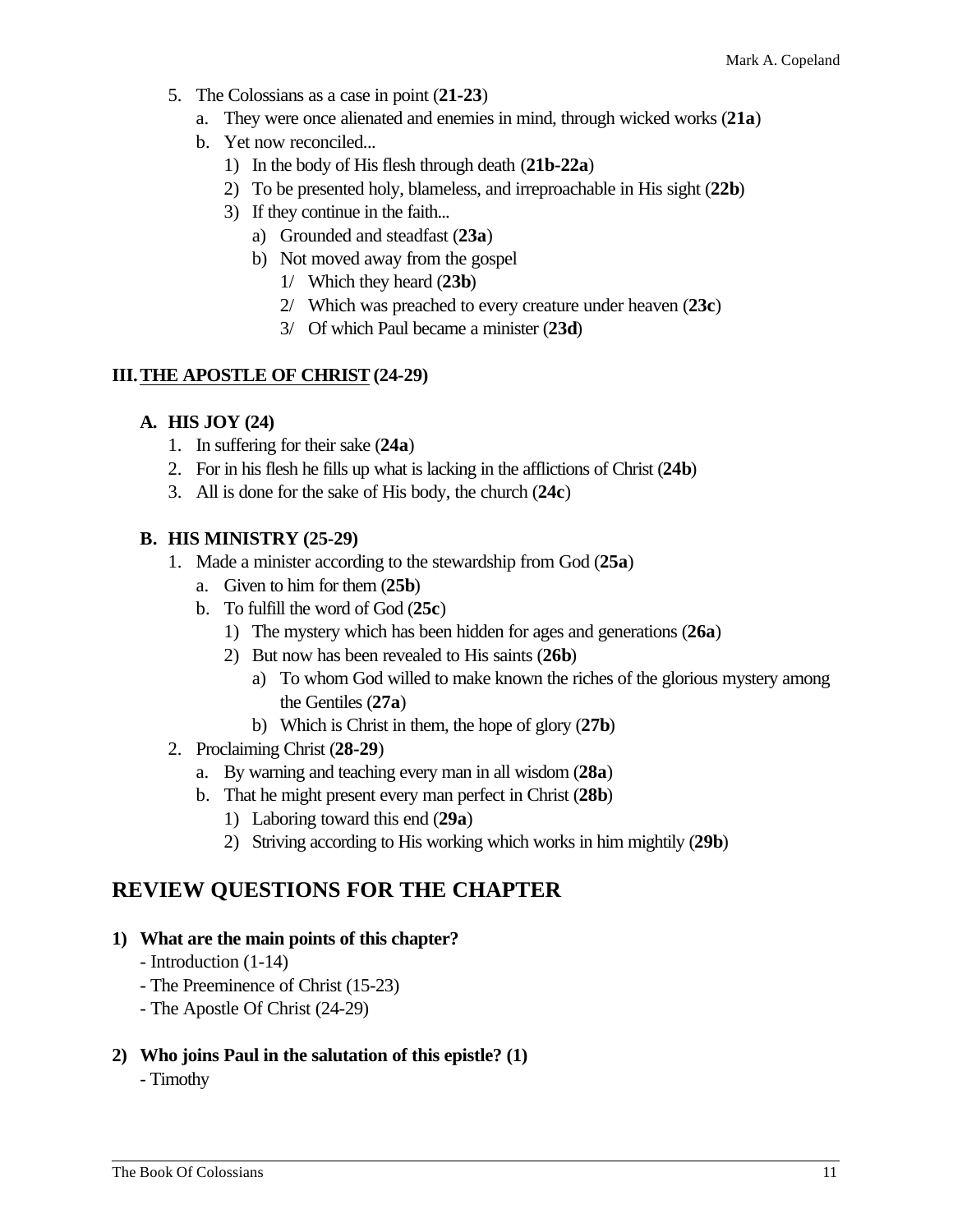5. The Colossians as a case in point (**21-23**)
   a. They were once alienated and enemies in mind, through wicked works (**21a**)
   b. Yet now reconciled...
      1) In the body of His flesh through death (**21b-22a**)
      2) To be presented holy, blameless, and irreproachable in His sight (**22b**)
      3) If they continue in the faith...
         a) Grounded and steadfast (**23a**)
         b) Not moved away from the gospel
            1/ Which they heard (**23b**)
            2/ Which was preached to every creature under heaven (**23c**)
            3/ Of which Paul became a minister (**23d**)

### III. <u>THE APOSTLE OF CHRIST</u> (24-29)

#### A. HIS JOY (24)

1. In suffering for their sake (**24a**)
2. For in his flesh he fills up what is lacking in the afflictions of Christ (**24b**)
3. All is done for the sake of His body, the church (**24c**)

#### B. HIS MINISTRY (25-29)

1. Made a minister according to the stewardship from God (**25a**)
   a. Given to him for them (**25b**)
   b. To fulfill the word of God (**25c**)
      1) The mystery which has been hidden for ages and generations (**26a**)
      2) But now has been revealed to His saints (**26b**)
         a) To whom God willed to make known the riches of the glorious mystery among the Gentiles (**27a**)
         b) Which is Christ in them, the hope of glory (**27b**)
2. Proclaiming Christ (**28-29**)
   a. By warning and teaching every man in all wisdom (**28a**)
   b. That he might present every man perfect in Christ (**28b**)
      1) Laboring toward this end (**29a**)
      2) Striving according to His working which works in him mightily (**29b**)

## REVIEW QUESTIONS FOR THE CHAPTER

**1) What are the main points of this chapter?**

- Introduction (1-14)
- The Preeminence of Christ (15-23)
- The Apostle Of Christ (24-29)

**2) Who joins Paul in the salutation of this epistle? (1)**

- Timothy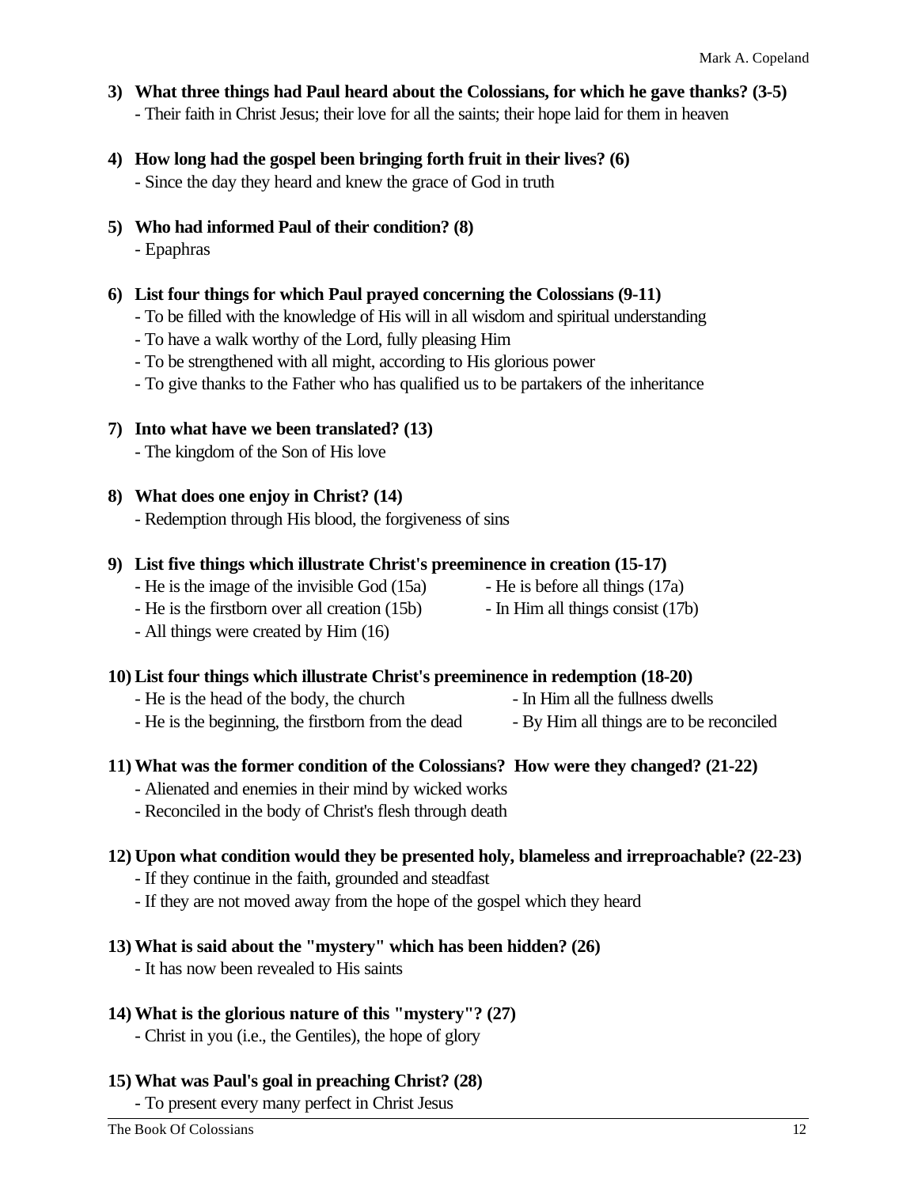3) **What three things had Paul heard about the Colossians, for which he gave thanks? (3-5)**
   - Their faith in Christ Jesus; their love for all the saints; their hope laid for them in heaven

4) **How long had the gospel been bringing forth fruit in their lives? (6)**
   - Since the day they heard and knew the grace of God in truth

5) **Who had informed Paul of their condition? (8)**
   - Epaphras

6) **List four things for which Paul prayed concerning the Colossians (9-11)**
   - To be filled with the knowledge of His will in all wisdom and spiritual understanding
   - To have a walk worthy of the Lord, fully pleasing Him
   - To be strengthened with all might, according to His glorious power
   - To give thanks to the Father who has qualified us to be partakers of the inheritance

7) **Into what have we been translated? (13)**
   - The kingdom of the Son of His love

8) **What does one enjoy in Christ? (14)**
   - Redemption through His blood, the forgiveness of sins

9) **List five things which illustrate Christ's preeminence in creation (15-17)**
   - He is the image of the invisible God (15a)
   - He is the firstborn over all creation (15b)
   - All things were created by Him (16)
   - He is before all things (17a)
   - In Him all things consist (17b)

10) **List four things which illustrate Christ's preeminence in redemption (18-20)**
   - He is the head of the body, the church
   - He is the beginning, the firstborn from the dead
   - In Him all the fullness dwells
   - By Him all things are to be reconciled

11) **What was the former condition of the Colossians? How were they changed? (21-22)**
   - Alienated and enemies in their mind by wicked works
   - Reconciled in the body of Christ's flesh through death

12) **Upon what condition would they be presented holy, blameless and irreproachable? (22-23)**
   - If they continue in the faith, grounded and steadfast
   - If they are not moved away from the hope of the gospel which they heard

13) **What is said about the "mystery" which has been hidden? (26)**
   - It has now been revealed to His saints

14) **What is the glorious nature of this "mystery"? (27)**
   - Christ in you (i.e., the Gentiles), the hope of glory

15) **What was Paul's goal in preaching Christ? (28)**
   - To present every many perfect in Christ Jesus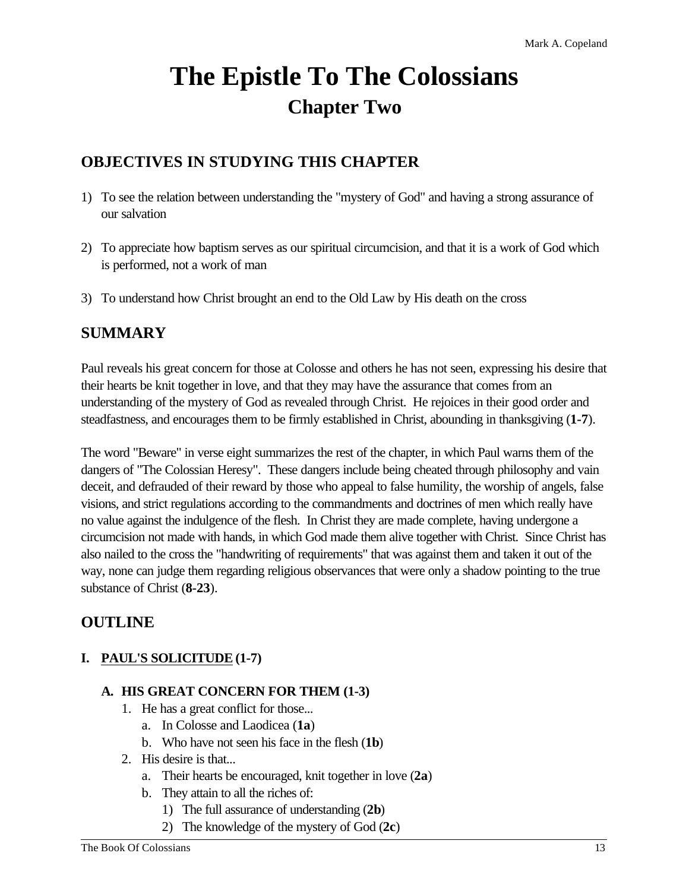# The Epistle To The Colossians
## Chapter Two

### OBJECTIVES IN STUDYING THIS CHAPTER

1) To see the relation between understanding the "mystery of God" and having a strong assurance of our salvation

2) To appreciate how baptism serves as our spiritual circumcision, and that it is a work of God which is performed, not a work of man

3) To understand how Christ brought an end to the Old Law by His death on the cross

### SUMMARY

Paul reveals his great concern for those at Colosse and others he has not seen, expressing his desire that their hearts be knit together in love, and that they may have the assurance that comes from an understanding of the mystery of God as revealed through Christ. He rejoices in their good order and steadfastness, and encourages them to be firmly established in Christ, abounding in thanksgiving (**1-7**).

The word "Beware" in verse eight summarizes the rest of the chapter, in which Paul warns them of the dangers of "The Colossian Heresy". These dangers include being cheated through philosophy and vain deceit, and defrauded of their reward by those who appeal to false humility, the worship of angels, false visions, and strict regulations according to the commandments and doctrines of men which really have no value against the indulgence of the flesh. In Christ they are made complete, having undergone a circumcision not made with hands, in which God made them alive together with Christ. Since Christ has also nailed to the cross the "handwriting of requirements" that was against them and taken it out of the way, none can judge them regarding religious observances that were only a shadow pointing to the true substance of Christ (**8-23**).

### OUTLINE

**I. <u>PAUL'S SOLICITUDE</u> (1-7)**

**A. HIS GREAT CONCERN FOR THEM (1-3)**

1. He has a great conflict for those...
   a. In Colosse and Laodicea (**1a**)
   b. Who have not seen his face in the flesh (**1b**)
2. His desire is that...
   a. Their hearts be encouraged, knit together in love (**2a**)
   b. They attain to all the riches of:
      1) The full assurance of understanding (**2b**)
      2) The knowledge of the mystery of God (**2c**)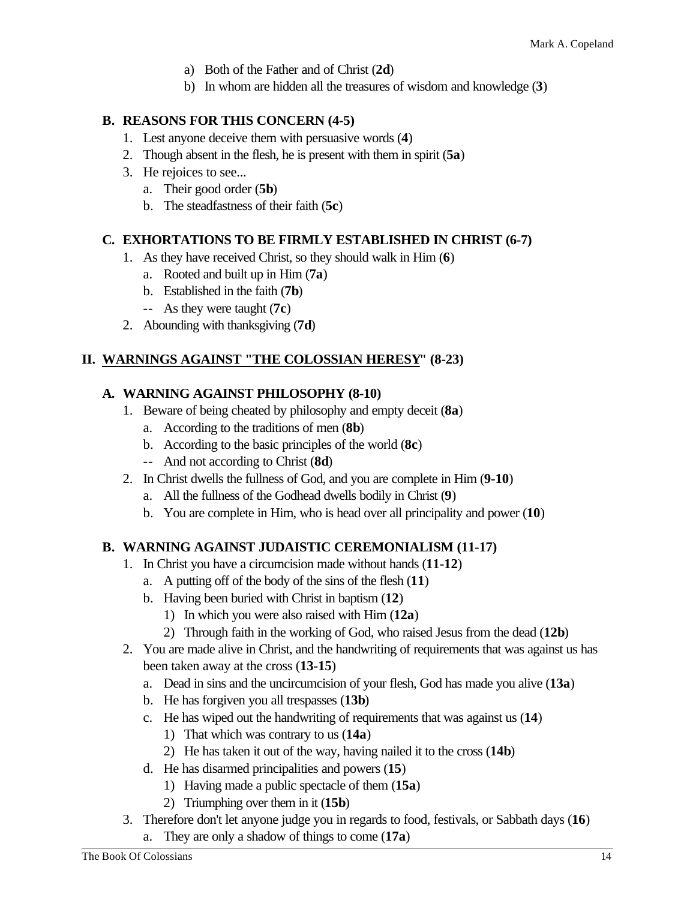- a) Both of the Father and of Christ (**2d**)
   - b) In whom are hidden all the treasures of wisdom and knowledge (**3**)

### B. REASONS FOR THIS CONCERN (4-5)

1. Lest anyone deceive them with persuasive words (**4**)
2. Though absent in the flesh, he is present with them in spirit (**5a**)
3. He rejoices to see...
   - a. Their good order (**5b**)
   - b. The steadfastness of their faith (**5c**)

### C. EXHORTATIONS TO BE FIRMLY ESTABLISHED IN CHRIST (6-7)

1. As they have received Christ, so they should walk in Him (**6**)
   - a. Rooted and built up in Him (**7a**)
   - b. Established in the faith (**7b**)
   - -- As they were taught (**7c**)
2. Abounding with thanksgiving (**7d**)

## II. <u>WARNINGS AGAINST "THE COLOSSIAN HERESY</u>" (8-23)

### A. WARNING AGAINST PHILOSOPHY (8-10)

1. Beware of being cheated by philosophy and empty deceit (**8a**)
   - a. According to the traditions of men (**8b**)
   - b. According to the basic principles of the world (**8c**)
   - -- And not according to Christ (**8d**)
2. In Christ dwells the fullness of God, and you are complete in Him (**9-10**)
   - a. All the fullness of the Godhead dwells bodily in Christ (**9**)
   - b. You are complete in Him, who is head over all principality and power (**10**)

### B. WARNING AGAINST JUDAISTIC CEREMONIALISM (11-17)

1. In Christ you have a circumcision made without hands (**11-12**)
   - a. A putting off of the body of the sins of the flesh (**11**)
   - b. Having been buried with Christ in baptism (**12**)
     - 1) In which you were also raised with Him (**12a**)
     - 2) Through faith in the working of God, who raised Jesus from the dead (**12b**)
2. You are made alive in Christ, and the handwriting of requirements that was against us has been taken away at the cross (**13-15**)
   - a. Dead in sins and the uncircumcision of your flesh, God has made you alive (**13a**)
   - b. He has forgiven you all trespasses (**13b**)
   - c. He has wiped out the handwriting of requirements that was against us (**14**)
     - 1) That which was contrary to us (**14a**)
     - 2) He has taken it out of the way, having nailed it to the cross (**14b**)
   - d. He has disarmed principalities and powers (**15**)
     - 1) Having made a public spectacle of them (**15a**)
     - 2) Triumphing over them in it (**15b**)
3. Therefore don't let anyone judge you in regards to food, festivals, or Sabbath days (**16**)
   - a. They are only a shadow of things to come (**17a**)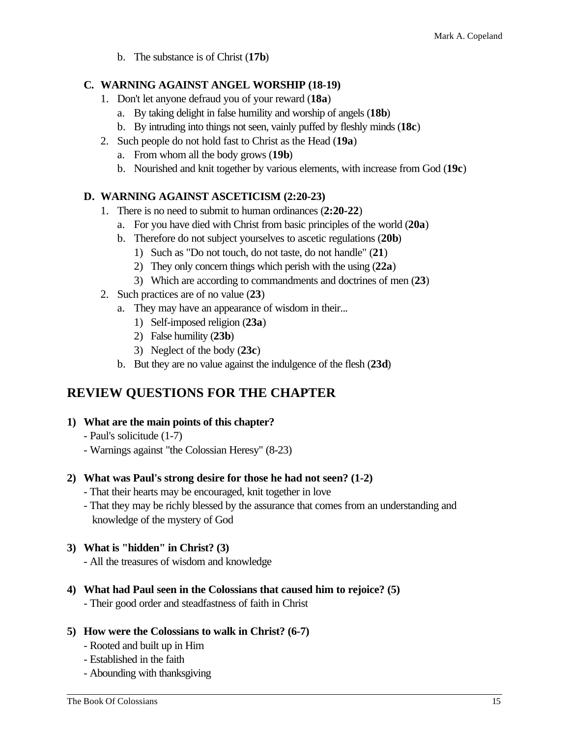b. The substance is of Christ (**17b**)

### C. WARNING AGAINST ANGEL WORSHIP (18-19)

1. Don't let anyone defraud you of your reward (**18a**)
   a. By taking delight in false humility and worship of angels (**18b**)
   b. By intruding into things not seen, vainly puffed by fleshly minds (**18c**)
2. Such people do not hold fast to Christ as the Head (**19a**)
   a. From whom all the body grows (**19b**)
   b. Nourished and knit together by various elements, with increase from God (**19c**)

### D. WARNING AGAINST ASCETICISM (2:20-23)

1. There is no need to submit to human ordinances (**2:20-22**)
   a. For you have died with Christ from basic principles of the world (**20a**)
   b. Therefore do not subject yourselves to ascetic regulations (**20b**)
      1) Such as "Do not touch, do not taste, do not handle" (**21**)
      2) They only concern things which perish with the using (**22a**)
      3) Which are according to commandments and doctrines of men (**23**)
2. Such practices are of no value (**23**)
   a. They may have an appearance of wisdom in their...
      1) Self-imposed religion (**23a**)
      2) False humility (**23b**)
      3) Neglect of the body (**23c**)
   b. But they are no value against the indulgence of the flesh (**23d**)

## REVIEW QUESTIONS FOR THE CHAPTER

**1) What are the main points of this chapter?**
- Paul's solicitude (1-7)
- Warnings against "the Colossian Heresy" (8-23)

**2) What was Paul's strong desire for those he had not seen? (1-2)**
- That their hearts may be encouraged, knit together in love
- That they may be richly blessed by the assurance that comes from an understanding and knowledge of the mystery of God

**3) What is "hidden" in Christ? (3)**
- All the treasures of wisdom and knowledge

**4) What had Paul seen in the Colossians that caused him to rejoice? (5)**
- Their good order and steadfastness of faith in Christ

**5) How were the Colossians to walk in Christ? (6-7)**
- Rooted and built up in Him
- Established in the faith
- Abounding with thanksgiving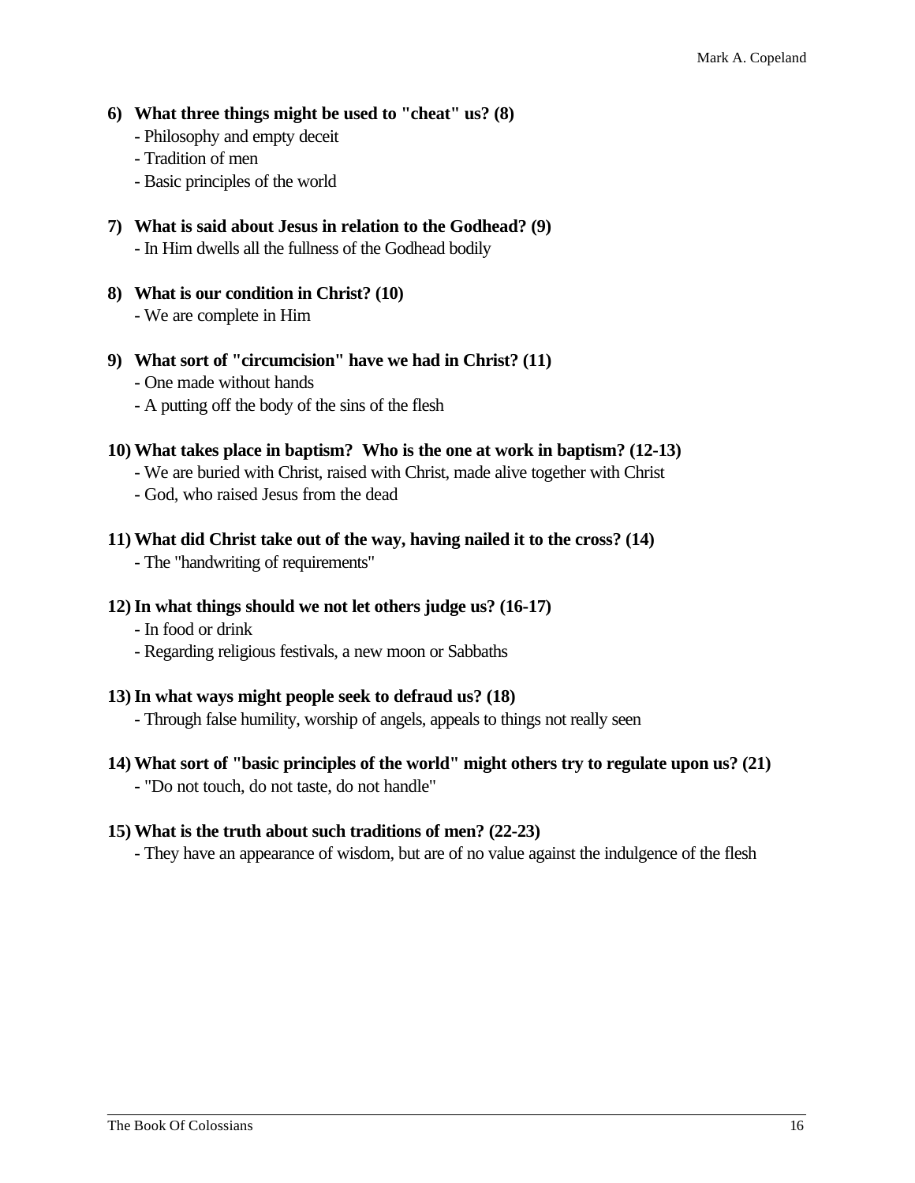**6) What three things might be used to "cheat" us? (8)**

- Philosophy and empty deceit
- Tradition of men
- Basic principles of the world

**7) What is said about Jesus in relation to the Godhead? (9)**

- In Him dwells all the fullness of the Godhead bodily

**8) What is our condition in Christ? (10)**

- We are complete in Him

**9) What sort of "circumcision" have we had in Christ? (11)**

- One made without hands
- A putting off the body of the sins of the flesh

**10) What takes place in baptism? Who is the one at work in baptism? (12-13)**

- We are buried with Christ, raised with Christ, made alive together with Christ
- God, who raised Jesus from the dead

**11) What did Christ take out of the way, having nailed it to the cross? (14)**

- The "handwriting of requirements"

**12) In what things should we not let others judge us? (16-17)**

- In food or drink
- Regarding religious festivals, a new moon or Sabbaths

**13) In what ways might people seek to defraud us? (18)**

- Through false humility, worship of angels, appeals to things not really seen

**14) What sort of "basic principles of the world" might others try to regulate upon us? (21)**

- "Do not touch, do not taste, do not handle"

**15) What is the truth about such traditions of men? (22-23)**

- They have an appearance of wisdom, but are of no value against the indulgence of the flesh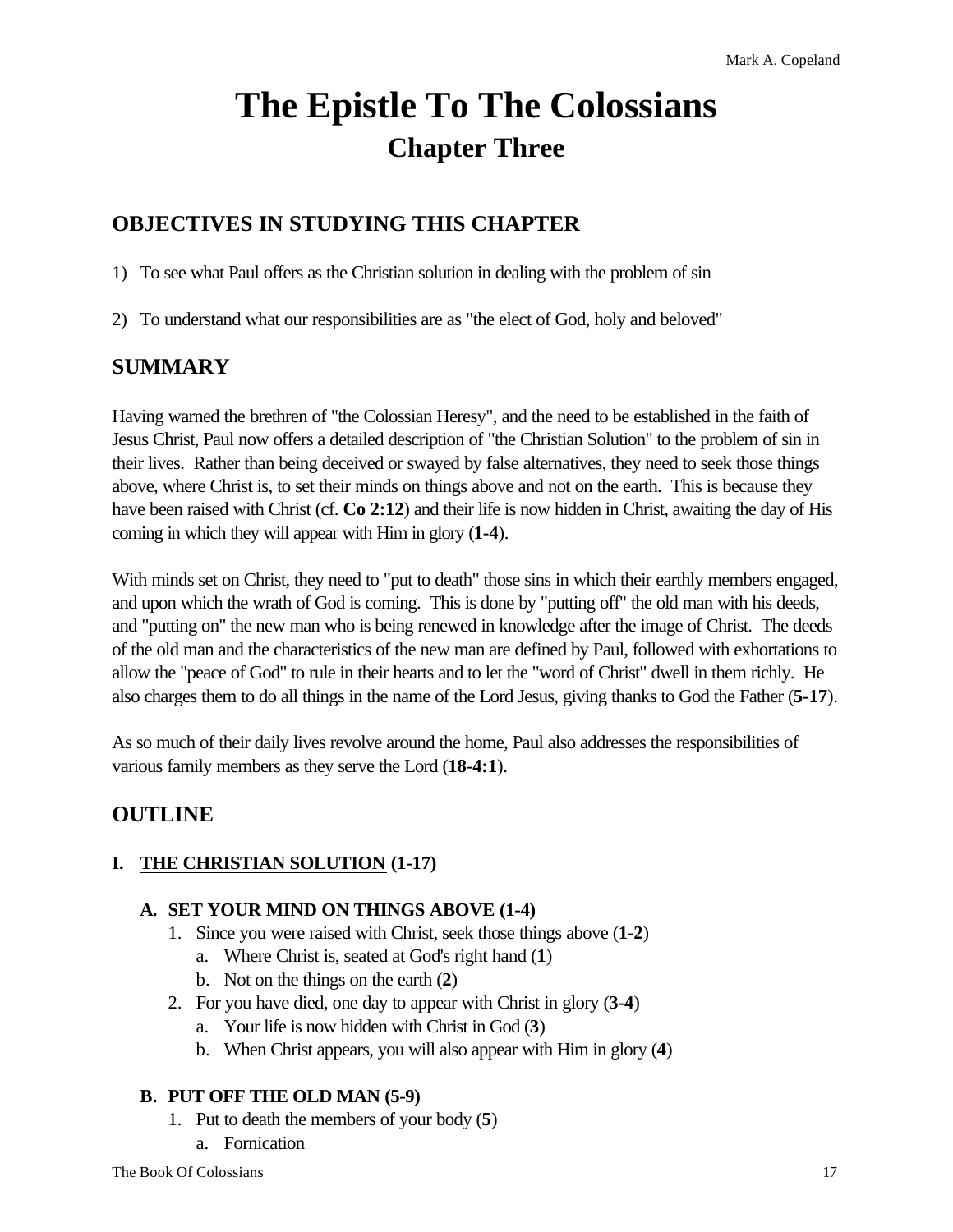# The Epistle To The Colossians
## Chapter Three

## OBJECTIVES IN STUDYING THIS CHAPTER

1) To see what Paul offers as the Christian solution in dealing with the problem of sin

2) To understand what our responsibilities are as "the elect of God, holy and beloved"

## SUMMARY

Having warned the brethren of "the Colossian Heresy", and the need to be established in the faith of Jesus Christ, Paul now offers a detailed description of "the Christian Solution" to the problem of sin in their lives. Rather than being deceived or swayed by false alternatives, they need to seek those things above, where Christ is, to set their minds on things above and not on the earth. This is because they have been raised with Christ (cf. **Co 2:12**) and their life is now hidden in Christ, awaiting the day of His coming in which they will appear with Him in glory (**1-4**).

With minds set on Christ, they need to "put to death" those sins in which their earthly members engaged, and upon which the wrath of God is coming. This is done by "putting off" the old man with his deeds, and "putting on" the new man who is being renewed in knowledge after the image of Christ. The deeds of the old man and the characteristics of the new man are defined by Paul, followed with exhortations to allow the "peace of God" to rule in their hearts and to let the "word of Christ" dwell in them richly. He also charges them to do all things in the name of the Lord Jesus, giving thanks to God the Father (**5-17**).

As so much of their daily lives revolve around the home, Paul also addresses the responsibilities of various family members as they serve the Lord (**18-4:1**).

## OUTLINE

### I. <u>THE CHRISTIAN SOLUTION</u> (1-17)

#### A. SET YOUR MIND ON THINGS ABOVE (1-4)

1. Since you were raised with Christ, seek those things above (**1-2**)
   a. Where Christ is, seated at God's right hand (**1**)
   b. Not on the things on the earth (**2**)
2. For you have died, one day to appear with Christ in glory (**3-4**)
   a. Your life is now hidden with Christ in God (**3**)
   b. When Christ appears, you will also appear with Him in glory (**4**)

#### B. PUT OFF THE OLD MAN (5-9)

1. Put to death the members of your body (**5**)
   a. Fornication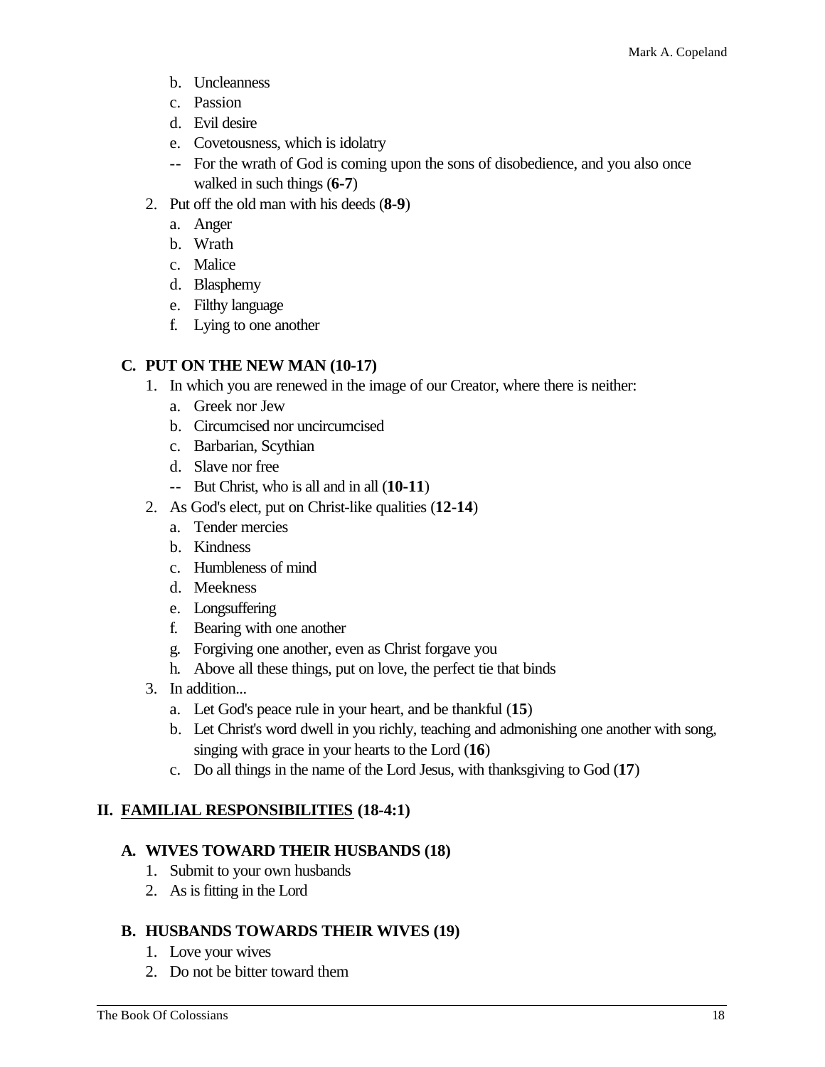b. Uncleanness
c. Passion
d. Evil desire
e. Covetousness, which is idolatry

-- For the wrath of God is coming upon the sons of disobedience, and you also once walked in such things (**6-7**)

2. Put off the old man with his deeds (**8-9**)
   a. Anger
   b. Wrath
   c. Malice
   d. Blasphemy
   e. Filthy language
   f. Lying to one another

### C. PUT ON THE NEW MAN (10-17)

1. In which you are renewed in the image of our Creator, where there is neither:
   a. Greek nor Jew
   b. Circumcised nor uncircumcised
   c. Barbarian, Scythian
   d. Slave nor free

   -- But Christ, who is all and in all (**10-11**)
2. As God's elect, put on Christ-like qualities (**12-14**)
   a. Tender mercies
   b. Kindness
   c. Humbleness of mind
   d. Meekness
   e. Longsuffering
   f. Bearing with one another
   g. Forgiving one another, even as Christ forgave you
   h. Above all these things, put on love, the perfect tie that binds
3. In addition...
   a. Let God's peace rule in your heart, and be thankful (**15**)
   b. Let Christ's word dwell in you richly, teaching and admonishing one another with song, singing with grace in your hearts to the Lord (**16**)
   c. Do all things in the name of the Lord Jesus, with thanksgiving to God (**17**)

## II. <u>FAMILIAL RESPONSIBILITIES</u> (18-4:1)

### A. WIVES TOWARD THEIR HUSBANDS (18)

1. Submit to your own husbands
2. As is fitting in the Lord

### B. HUSBANDS TOWARDS THEIR WIVES (19)

1. Love your wives
2. Do not be bitter toward them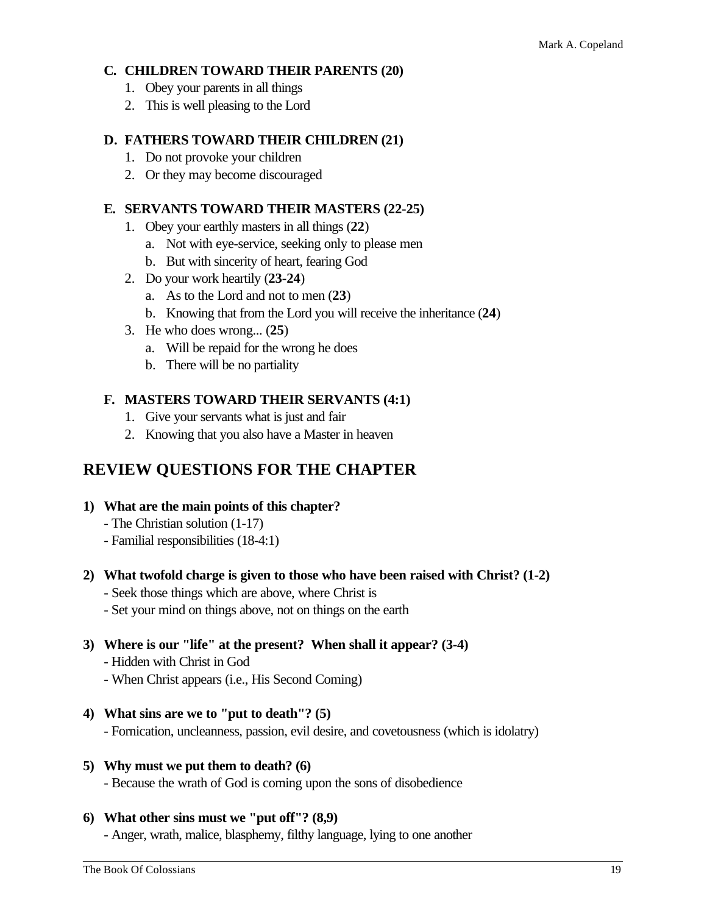### C. CHILDREN TOWARD THEIR PARENTS (20)

1. Obey your parents in all things
2. This is well pleasing to the Lord

### D. FATHERS TOWARD THEIR CHILDREN (21)

1. Do not provoke your children
2. Or they may become discouraged

### E. SERVANTS TOWARD THEIR MASTERS (22-25)

1. Obey your earthly masters in all things (**22**)
   a. Not with eye-service, seeking only to please men
   b. But with sincerity of heart, fearing God
2. Do your work heartily (**23-24**)
   a. As to the Lord and not to men (**23**)
   b. Knowing that from the Lord you will receive the inheritance (**24**)
3. He who does wrong... (**25**)
   a. Will be repaid for the wrong he does
   b. There will be no partiality

### F. MASTERS TOWARD THEIR SERVANTS (4:1)

1. Give your servants what is just and fair
2. Knowing that you also have a Master in heaven

## REVIEW QUESTIONS FOR THE CHAPTER

**1) What are the main points of this chapter?**
- The Christian solution (1-17)
- Familial responsibilities (18-4:1)

**2) What twofold charge is given to those who have been raised with Christ? (1-2)**
- Seek those things which are above, where Christ is
- Set your mind on things above, not on things on the earth

**3) Where is our "life" at the present? When shall it appear? (3-4)**
- Hidden with Christ in God
- When Christ appears (i.e., His Second Coming)

**4) What sins are we to "put to death"? (5)**
- Fornication, uncleanness, passion, evil desire, and covetousness (which is idolatry)

**5) Why must we put them to death? (6)**
- Because the wrath of God is coming upon the sons of disobedience

**6) What other sins must we "put off"? (8,9)**
- Anger, wrath, malice, blasphemy, filthy language, lying to one another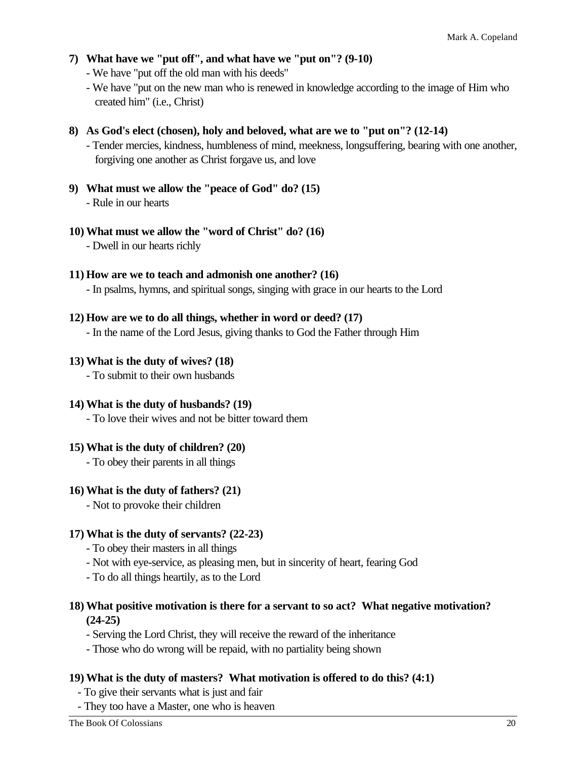**7) What have we "put off", and what have we "put on"? (9-10)**

- We have "put off the old man with his deeds"
- We have "put on the new man who is renewed in knowledge according to the image of Him who created him" (i.e., Christ)

**8) As God's elect (chosen), holy and beloved, what are we to "put on"? (12-14)**

- Tender mercies, kindness, humbleness of mind, meekness, longsuffering, bearing with one another, forgiving one another as Christ forgave us, and love

**9) What must we allow the "peace of God" do? (15)**

- Rule in our hearts

**10) What must we allow the "word of Christ" do? (16)**

- Dwell in our hearts richly

**11) How are we to teach and admonish one another? (16)**

- In psalms, hymns, and spiritual songs, singing with grace in our hearts to the Lord

**12) How are we to do all things, whether in word or deed? (17)**

- In the name of the Lord Jesus, giving thanks to God the Father through Him

**13) What is the duty of wives? (18)**

- To submit to their own husbands

**14) What is the duty of husbands? (19)**

- To love their wives and not be bitter toward them

**15) What is the duty of children? (20)**

- To obey their parents in all things

**16) What is the duty of fathers? (21)**

- Not to provoke their children

**17) What is the duty of servants? (22-23)**

- To obey their masters in all things
- Not with eye-service, as pleasing men, but in sincerity of heart, fearing God
- To do all things heartily, as to the Lord

**18) What positive motivation is there for a servant to so act? What negative motivation? (24-25)**

- Serving the Lord Christ, they will receive the reward of the inheritance
- Those who do wrong will be repaid, with no partiality being shown

**19) What is the duty of masters? What motivation is offered to do this? (4:1)**

- To give their servants what is just and fair
- They too have a Master, one who is heaven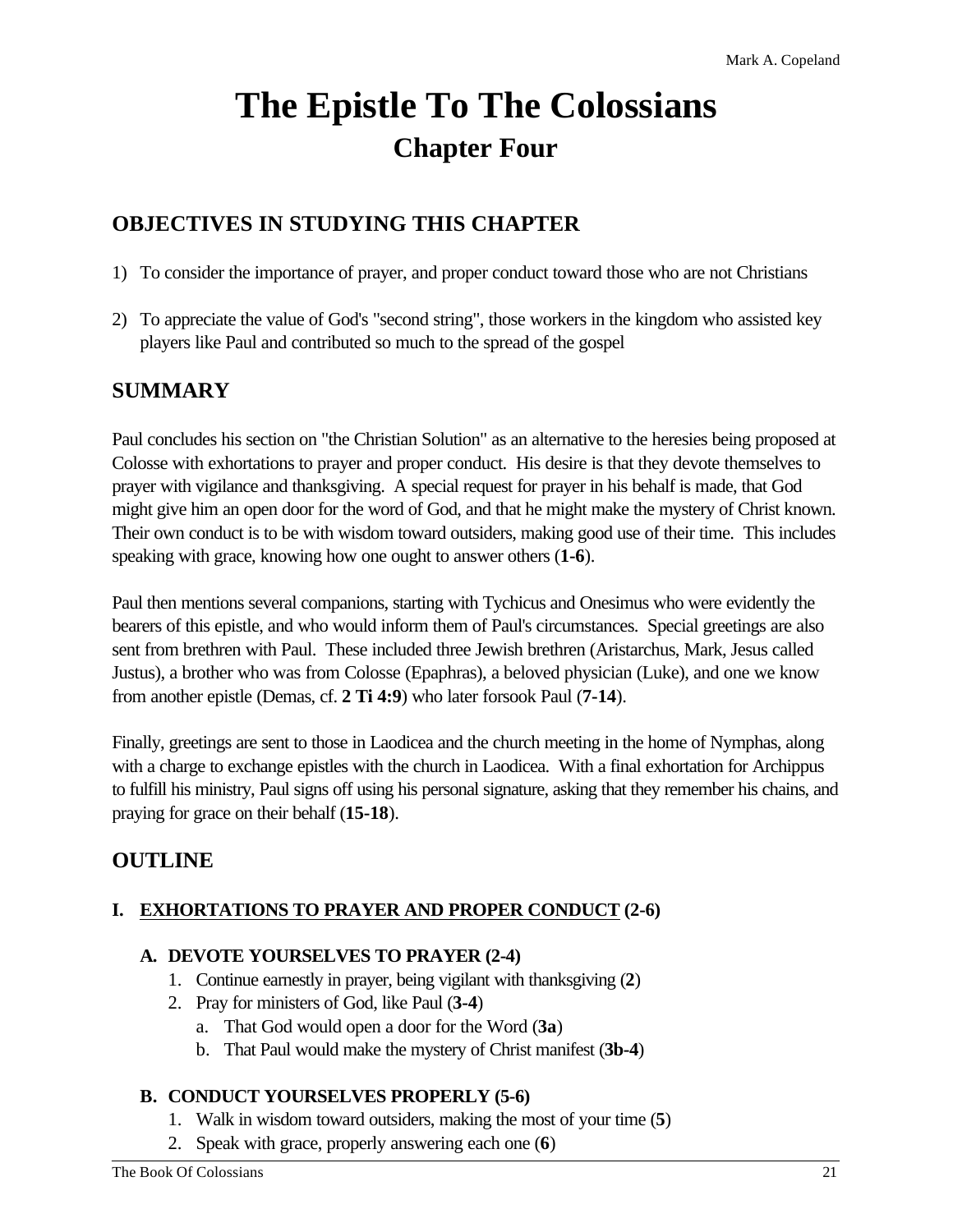# The Epistle To The Colossians
## Chapter Four

## OBJECTIVES IN STUDYING THIS CHAPTER

1) To consider the importance of prayer, and proper conduct toward those who are not Christians

2) To appreciate the value of God's "second string", those workers in the kingdom who assisted key players like Paul and contributed so much to the spread of the gospel

## SUMMARY

Paul concludes his section on "the Christian Solution" as an alternative to the heresies being proposed at Colosse with exhortations to prayer and proper conduct. His desire is that they devote themselves to prayer with vigilance and thanksgiving. A special request for prayer in his behalf is made, that God might give him an open door for the word of God, and that he might make the mystery of Christ known. Their own conduct is to be with wisdom toward outsiders, making good use of their time. This includes speaking with grace, knowing how one ought to answer others (**1-6**).

Paul then mentions several companions, starting with Tychicus and Onesimus who were evidently the bearers of this epistle, and who would inform them of Paul's circumstances. Special greetings are also sent from brethren with Paul. These included three Jewish brethren (Aristarchus, Mark, Jesus called Justus), a brother who was from Colosse (Epaphras), a beloved physician (Luke), and one we know from another epistle (Demas, cf. **2 Ti 4:9**) who later forsook Paul (**7-14**).

Finally, greetings are sent to those in Laodicea and the church meeting in the home of Nymphas, along with a charge to exchange epistles with the church in Laodicea. With a final exhortation for Archippus to fulfill his ministry, Paul signs off using his personal signature, asking that they remember his chains, and praying for grace on their behalf (**15-18**).

## OUTLINE

### I. <u>EXHORTATIONS TO PRAYER AND PROPER CONDUCT</u> (2-6)

#### A. DEVOTE YOURSELVES TO PRAYER (2-4)

1. Continue earnestly in prayer, being vigilant with thanksgiving (**2**)
2. Pray for ministers of God, like Paul (**3-4**)
   a. That God would open a door for the Word (**3a**)
   b. That Paul would make the mystery of Christ manifest (**3b-4**)

#### B. CONDUCT YOURSELVES PROPERLY (5-6)

1. Walk in wisdom toward outsiders, making the most of your time (**5**)
2. Speak with grace, properly answering each one (**6**)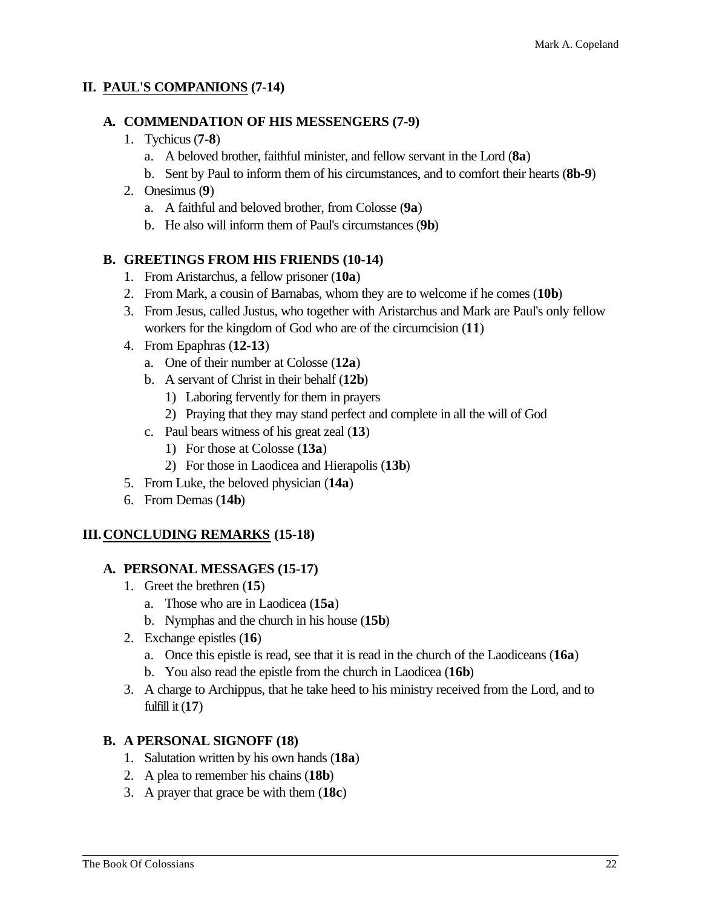## II. PAUL'S COMPANIONS (7-14)

### A. COMMENDATION OF HIS MESSENGERS (7-9)

1. Tychicus (**7-8**)
   a. A beloved brother, faithful minister, and fellow servant in the Lord (**8a**)
   b. Sent by Paul to inform them of his circumstances, and to comfort their hearts (**8b-9**)
2. Onesimus (**9**)
   a. A faithful and beloved brother, from Colosse (**9a**)
   b. He also will inform them of Paul's circumstances (**9b**)

### B. GREETINGS FROM HIS FRIENDS (10-14)

1. From Aristarchus, a fellow prisoner (**10a**)
2. From Mark, a cousin of Barnabas, whom they are to welcome if he comes (**10b**)
3. From Jesus, called Justus, who together with Aristarchus and Mark are Paul's only fellow workers for the kingdom of God who are of the circumcision (**11**)
4. From Epaphras (**12-13**)
   a. One of their number at Colosse (**12a**)
   b. A servant of Christ in their behalf (**12b**)
      1) Laboring fervently for them in prayers
      2) Praying that they may stand perfect and complete in all the will of God
   c. Paul bears witness of his great zeal (**13**)
      1) For those at Colosse (**13a**)
      2) For those in Laodicea and Hierapolis (**13b**)
5. From Luke, the beloved physician (**14a**)
6. From Demas (**14b**)

## III. CONCLUDING REMARKS (15-18)

### A. PERSONAL MESSAGES (15-17)

1. Greet the brethren (**15**)
   a. Those who are in Laodicea (**15a**)
   b. Nymphas and the church in his house (**15b**)
2. Exchange epistles (**16**)
   a. Once this epistle is read, see that it is read in the church of the Laodiceans (**16a**)
   b. You also read the epistle from the church in Laodicea (**16b**)
3. A charge to Archippus, that he take heed to his ministry received from the Lord, and to fulfill it (**17**)

### B. A PERSONAL SIGNOFF (18)

1. Salutation written by his own hands (**18a**)
2. A plea to remember his chains (**18b**)
3. A prayer that grace be with them (**18c**)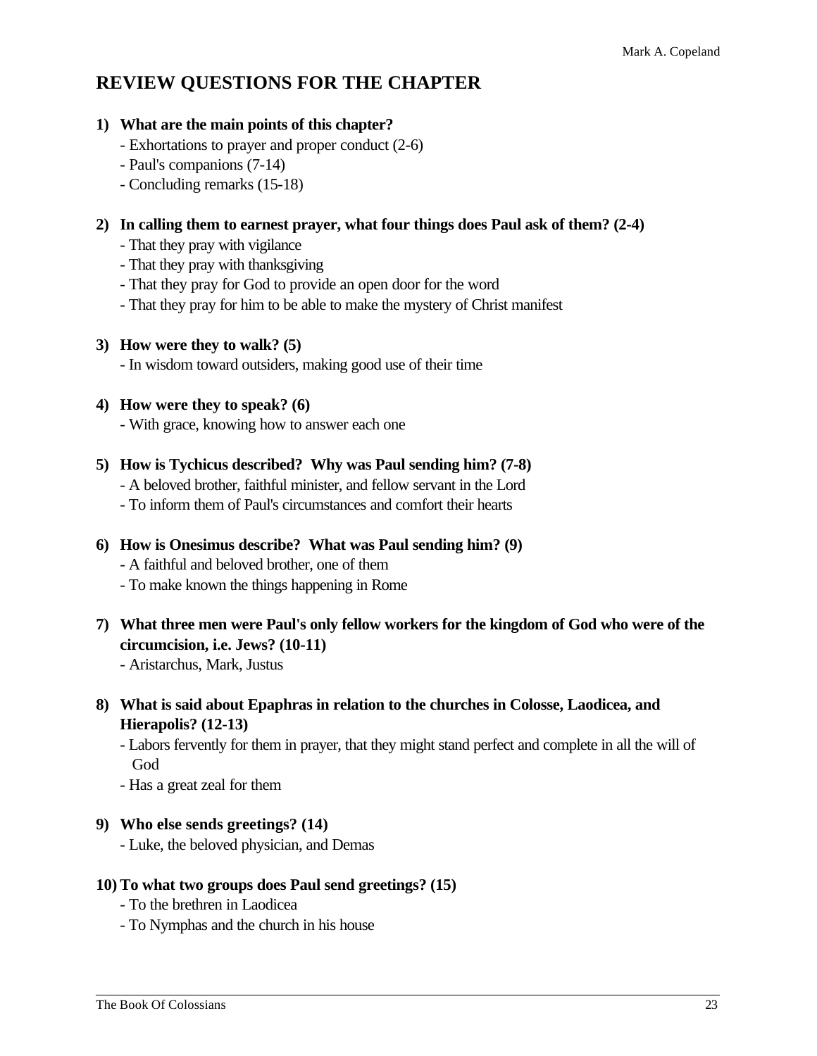## REVIEW QUESTIONS FOR THE CHAPTER

**1) What are the main points of this chapter?**

- Exhortations to prayer and proper conduct (2-6)
- Paul's companions (7-14)
- Concluding remarks (15-18)

**2) In calling them to earnest prayer, what four things does Paul ask of them? (2-4)**

- That they pray with vigilance
- That they pray with thanksgiving
- That they pray for God to provide an open door for the word
- That they pray for him to be able to make the mystery of Christ manifest

**3) How were they to walk? (5)**

- In wisdom toward outsiders, making good use of their time

**4) How were they to speak? (6)**

- With grace, knowing how to answer each one

**5) How is Tychicus described? Why was Paul sending him? (7-8)**

- A beloved brother, faithful minister, and fellow servant in the Lord
- To inform them of Paul's circumstances and comfort their hearts

**6) How is Onesimus describe? What was Paul sending him? (9)**

- A faithful and beloved brother, one of them
- To make known the things happening in Rome

**7) What three men were Paul's only fellow workers for the kingdom of God who were of the circumcision, i.e. Jews? (10-11)**

- Aristarchus, Mark, Justus

**8) What is said about Epaphras in relation to the churches in Colosse, Laodicea, and Hierapolis? (12-13)**

- Labors fervently for them in prayer, that they might stand perfect and complete in all the will of God
- Has a great zeal for them

**9) Who else sends greetings? (14)**

- Luke, the beloved physician, and Demas

**10) To what two groups does Paul send greetings? (15)**

- To the brethren in Laodicea
- To Nymphas and the church in his house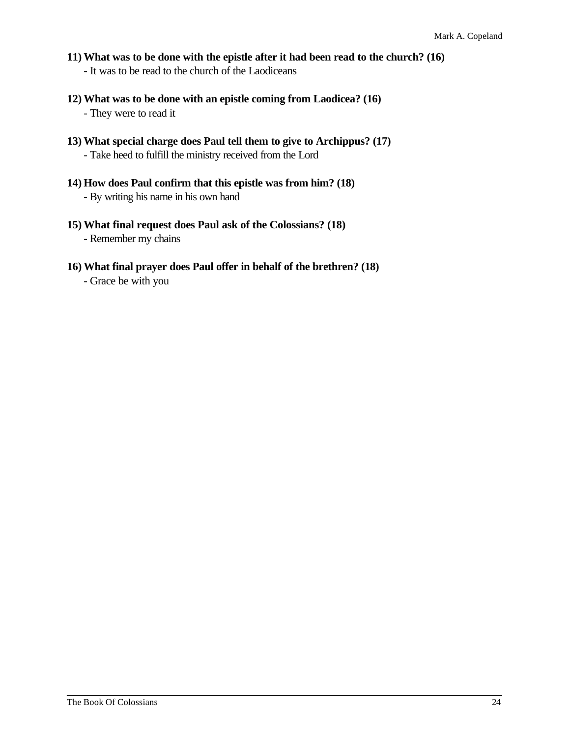**11) What was to be done with the epistle after it had been read to the church? (16)**

- It was to be read to the church of the Laodiceans

**12) What was to be done with an epistle coming from Laodicea? (16)**

- They were to read it

**13) What special charge does Paul tell them to give to Archippus? (17)**

- Take heed to fulfill the ministry received from the Lord

**14) How does Paul confirm that this epistle was from him? (18)**

- By writing his name in his own hand

**15) What final request does Paul ask of the Colossians? (18)**

- Remember my chains

**16) What final prayer does Paul offer in behalf of the brethren? (18)**

- Grace be with you